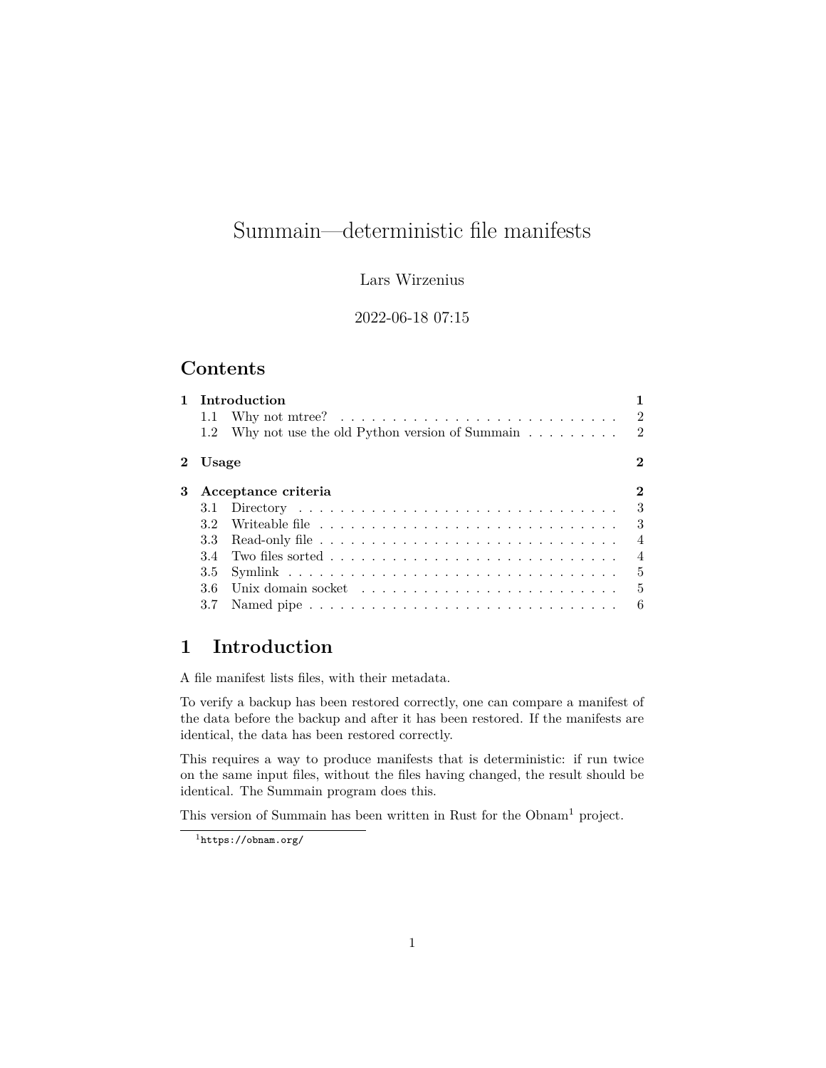# Summain—deterministic file manifests

Lars Wirzenius

2022-06-18 07:15

## Contents

- 1 Introduction — 1
  - 1.1 Why not mtree? — 2
  - 1.2 Why not use the old Python version of Summain — 2
- 2 Usage — 2
- 3 Acceptance criteria — 2
  - 3.1 Directory — 3
  - 3.2 Writeable file — 3
  - 3.3 Read-only file — 4
  - 3.4 Two files sorted — 4
  - 3.5 Symlink — 5
  - 3.6 Unix domain socket — 5
  - 3.7 Named pipe — 6

## 1 Introduction

A file manifest lists files, with their metadata.

To verify a backup has been restored correctly, one can compare a manifest of the data before the backup and after it has been restored. If the manifests are identical, the data has been restored correctly.

This requires a way to produce manifests that is deterministic: if run twice on the same input files, without the files having changed, the result should be identical. The Summain program does this.

This version of Summain has been written in Rust for the Obnam[1] project.

[1] `https://obnam.org/`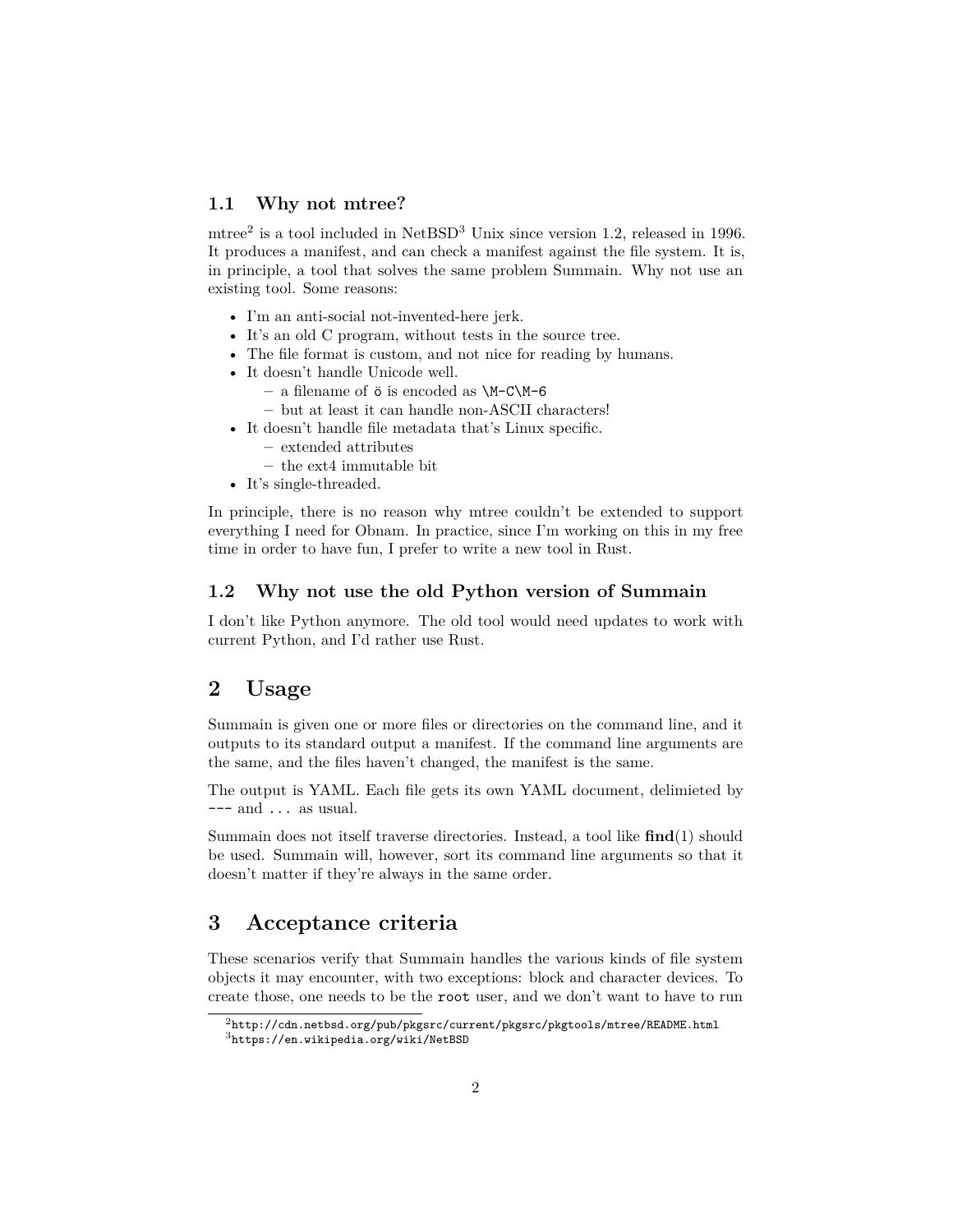### 1.1 Why not mtree?

mtree[2] is a tool included in NetBSD[3] Unix since version 1.2, released in 1996. It produces a manifest, and can check a manifest against the file system. It is, in principle, a tool that solves the same problem Summain. Why not use an existing tool. Some reasons:

- I'm an anti-social not-invented-here jerk.
- It's an old C program, without tests in the source tree.
- The file format is custom, and not nice for reading by humans.
- It doesn't handle Unicode well.
  - a filename of `ö` is encoded as `\M-C\M-6`
  - but at least it can handle non-ASCII characters!
- It doesn't handle file metadata that's Linux specific.
  - extended attributes
  - the ext4 immutable bit
- It's single-threaded.

In principle, there is no reason why mtree couldn't be extended to support everything I need for Obnam. In practice, since I'm working on this in my free time in order to have fun, I prefer to write a new tool in Rust.

### 1.2 Why not use the old Python version of Summain

I don't like Python anymore. The old tool would need updates to work with current Python, and I'd rather use Rust.

## 2 Usage

Summain is given one or more files or directories on the command line, and it outputs to its standard output a manifest. If the command line arguments are the same, and the files haven't changed, the manifest is the same.

The output is YAML. Each file gets its own YAML document, delimieted by `---` and `...` as usual.

Summain does not itself traverse directories. Instead, a tool like **find**(1) should be used. Summain will, however, sort its command line arguments so that it doesn't matter if they're always in the same order.

## 3 Acceptance criteria

These scenarios verify that Summain handles the various kinds of file system objects it may encounter, with two exceptions: block and character devices. To create those, one needs to be the `root` user, and we don't want to have to run

[2] `http://cdn.netbsd.org/pub/pkgsrc/current/pkgsrc/pkgtools/mtree/README.html`

[3] `https://en.wikipedia.org/wiki/NetBSD`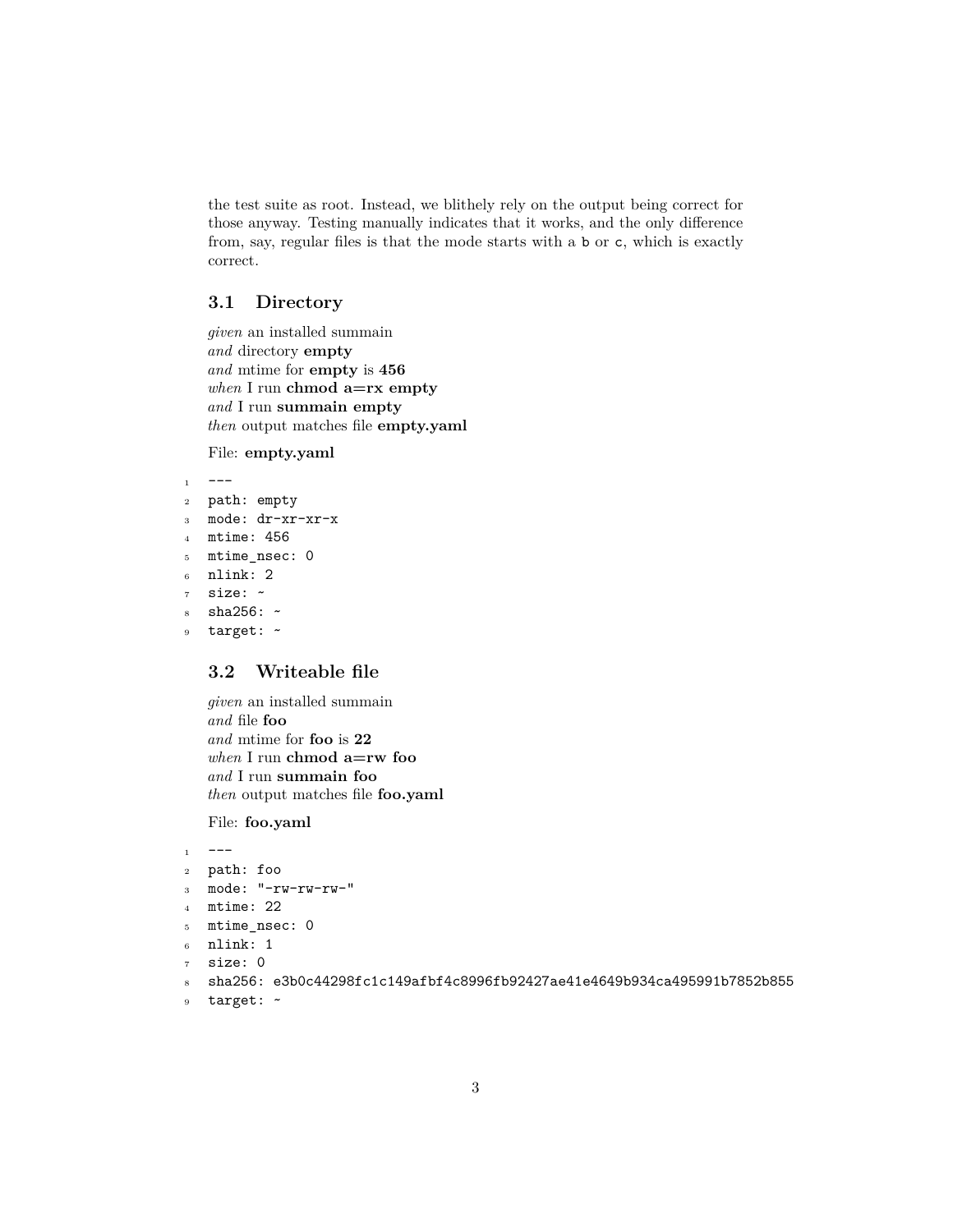the test suite as root. Instead, we blithely rely on the output being correct for those anyway. Testing manually indicates that it works, and the only difference from, say, regular files is that the mode starts with a `b` or `c`, which is exactly correct.

## 3.1 Directory

*given* an installed summain
*and* directory **empty**
*and* mtime for **empty** is **456**
*when* I run **chmod a=rx empty**
*and* I run **summain empty**
*then* output matches file **empty.yaml**

File: **empty.yaml**

```
---
path: empty
mode: dr-xr-xr-x
mtime: 456
mtime_nsec: 0
nlink: 2
size: ~
sha256: ~
target: ~
```

## 3.2 Writeable file

*given* an installed summain
*and* file **foo**
*and* mtime for **foo** is **22**
*when* I run **chmod a=rw foo**
*and* I run **summain foo**
*then* output matches file **foo.yaml**

File: **foo.yaml**

```
---
path: foo
mode: "-rw-rw-rw-"
mtime: 22
mtime_nsec: 0
nlink: 1
size: 0
sha256: e3b0c44298fc1c149afbf4c8996fb92427ae41e4649b934ca495991b7852b855
target: ~
```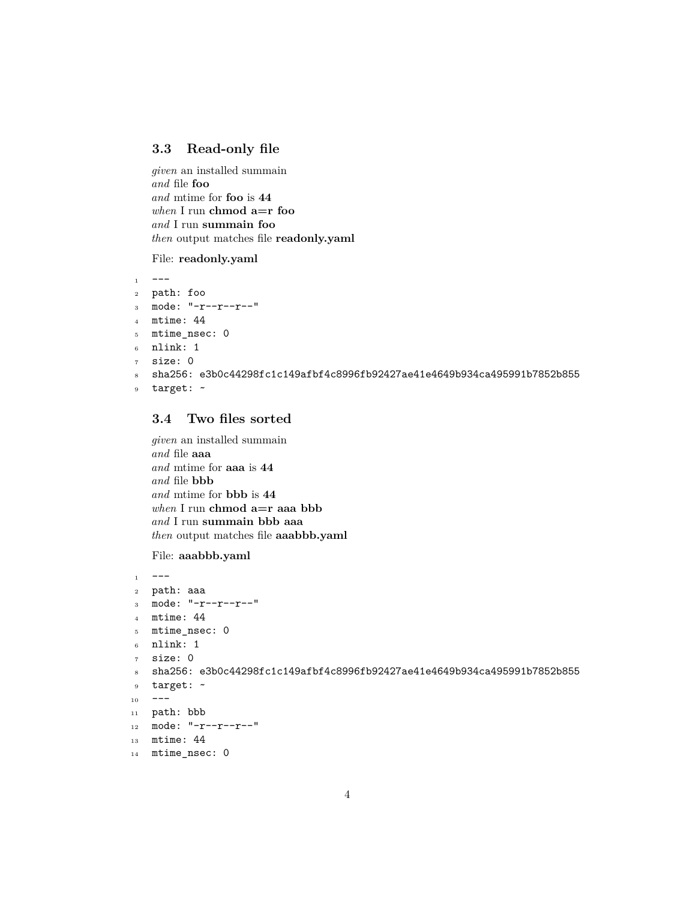## 3.3 Read-only file

*given* an installed summain
*and* file **foo**
*and* mtime for **foo** is **44**
*when* I run **chmod a=r foo**
*and* I run **summain foo**
*then* output matches file **readonly.yaml**

File: **readonly.yaml**

```
---
path: foo
mode: "-r--r--r--"
mtime: 44
mtime_nsec: 0
nlink: 1
size: 0
sha256: e3b0c44298fc1c149afbf4c8996fb92427ae41e4649b934ca495991b7852b855
target: ~
```

## 3.4 Two files sorted

*given* an installed summain
*and* file **aaa**
*and* mtime for **aaa** is **44**
*and* file **bbb**
*and* mtime for **bbb** is **44**
*when* I run **chmod a=r aaa bbb**
*and* I run **summain bbb aaa**
*then* output matches file **aaabbb.yaml**

File: **aaabbb.yaml**

```
---
path: aaa
mode: "-r--r--r--"
mtime: 44
mtime_nsec: 0
nlink: 1
size: 0
sha256: e3b0c44298fc1c149afbf4c8996fb92427ae41e4649b934ca495991b7852b855
target: ~
---
path: bbb
mode: "-r--r--r--"
mtime: 44
mtime_nsec: 0
```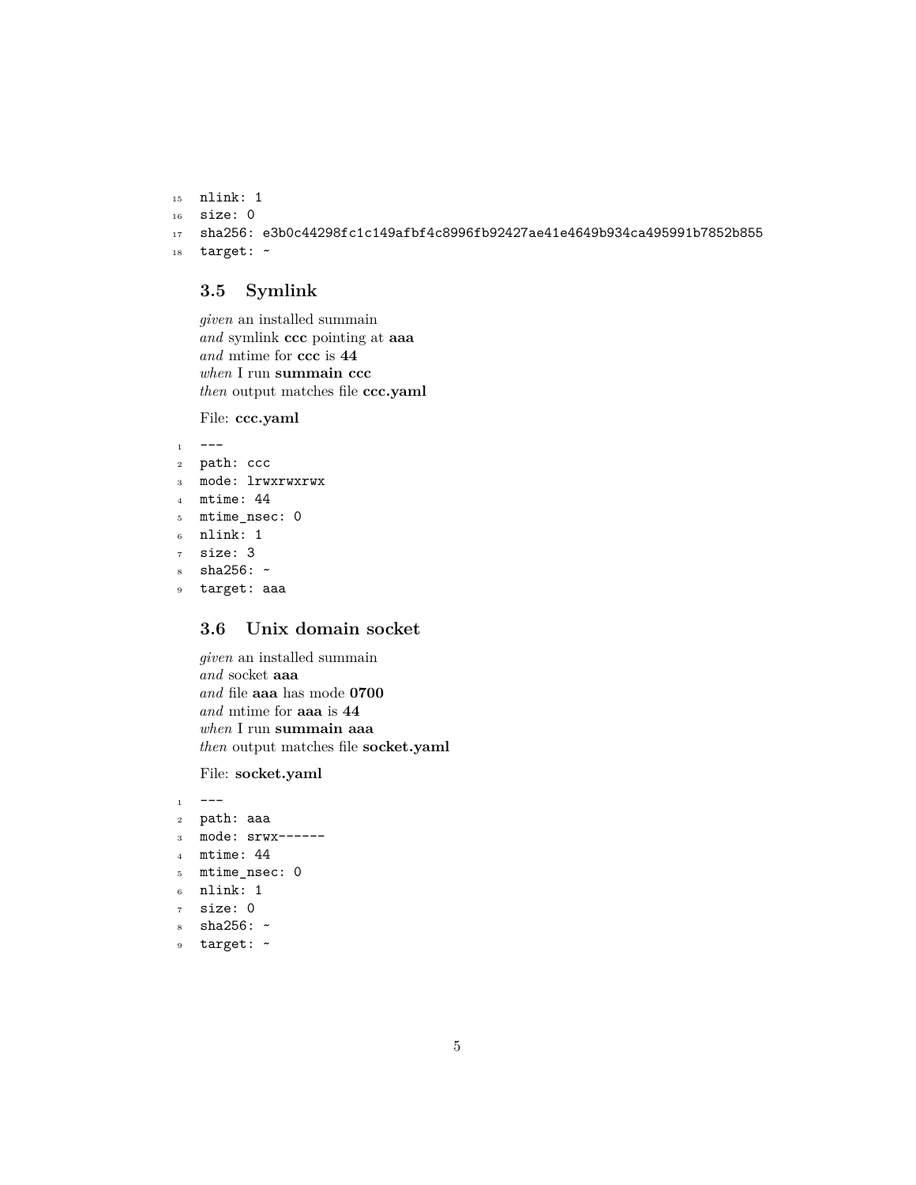```
nlink: 1
size: 0
sha256: e3b0c44298fc1c149afbf4c8996fb92427ae41e4649b934ca495991b7852b855
target: ~
```

### 3.5 Symlink

*given* an installed summain
*and* symlink **ccc** pointing at **aaa**
*and* mtime for **ccc** is **44**
*when* I run **summain ccc**
*then* output matches file **ccc.yaml**

File: **ccc.yaml**

```
---
path: ccc
mode: lrwxrwxrwx
mtime: 44
mtime_nsec: 0
nlink: 1
size: 3
sha256: ~
target: aaa
```

### 3.6 Unix domain socket

*given* an installed summain
*and* socket **aaa**
*and* file **aaa** has mode **0700**
*and* mtime for **aaa** is **44**
*when* I run **summain aaa**
*then* output matches file **socket.yaml**

File: **socket.yaml**

```
---
path: aaa
mode: srwx------
mtime: 44
mtime_nsec: 0
nlink: 1
size: 0
sha256: ~
target: ~
```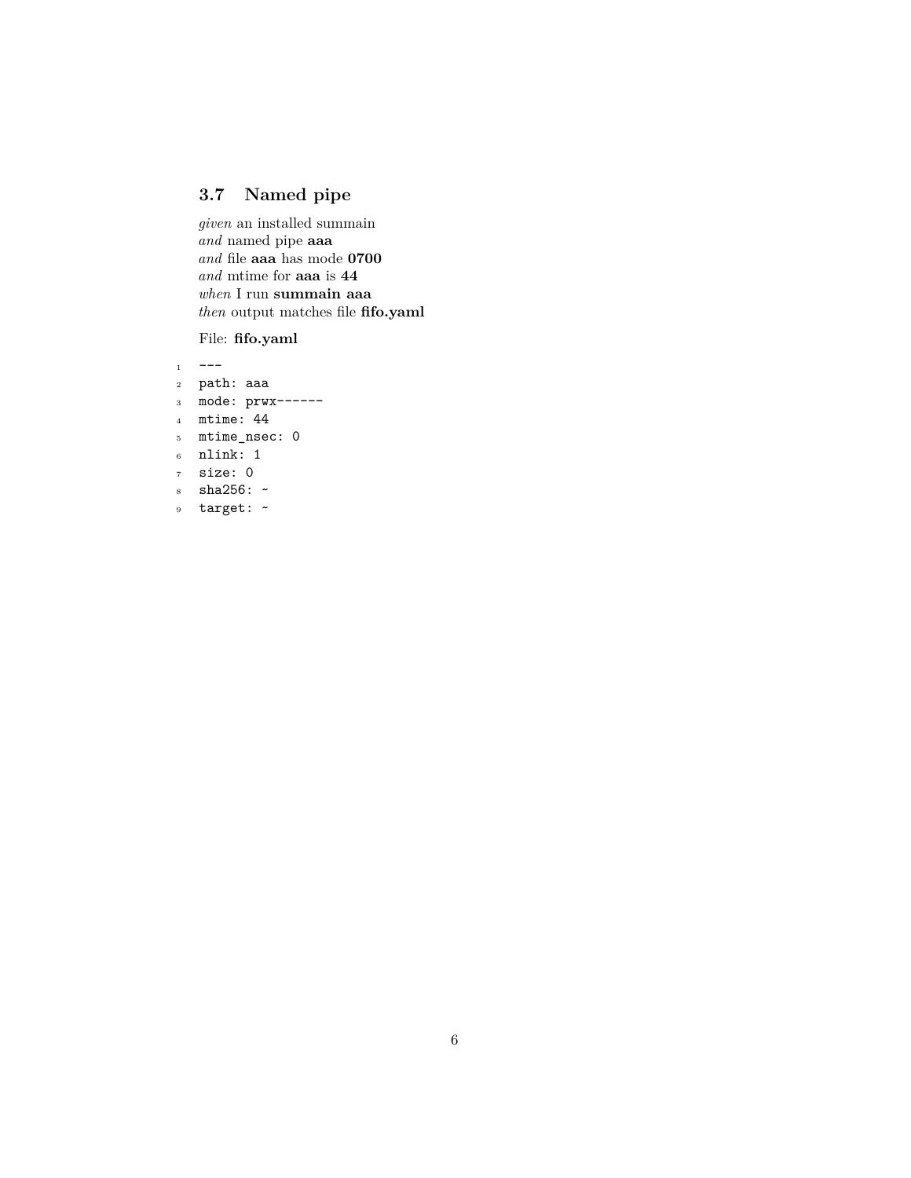## 3.7 Named pipe

*given* an installed summain
*and* named pipe **aaa**
*and* file **aaa** has mode **0700**
*and* mtime for **aaa** is **44**
*when* I run **summain aaa**
*then* output matches file **fifo.yaml**

File: **fifo.yaml**

```
---
path: aaa
mode: prwx------
mtime: 44
mtime_nsec: 0
nlink: 1
size: 0
sha256: ~
target: ~
```